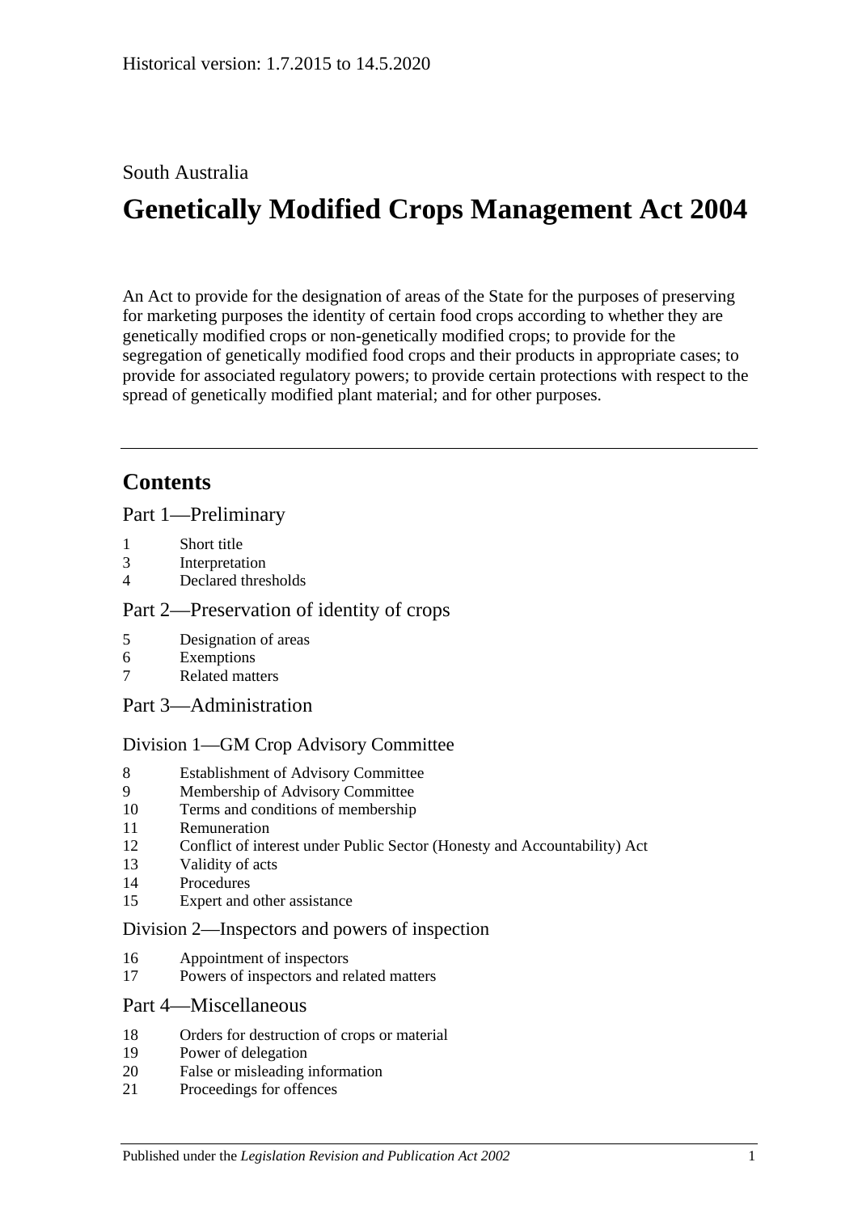Historical version: 1.7.2015 to 14.5.2020

South Australia

# Genetically Modified Crops Management Act 2004

An Act to provide for the designation of areas of the State for the purposes of preserving for marketing purposes the identity of certain food crops according to whether they are genetically modified crops or non-genetically modified crops; to provide for the segregation of genetically modified food crops and their products in appropriate cases; to provide for associated regulatory powers; to provide certain protections with respect to the spread of genetically modified plant material; and for other purposes.

---

## Contents

### Part 1—Preliminary

1 Short title
3 Interpretation
4 Declared thresholds

### Part 2—Preservation of identity of crops

5 Designation of areas
6 Exemptions
7 Related matters

### Part 3—Administration

#### Division 1—GM Crop Advisory Committee

8 Establishment of Advisory Committee
9 Membership of Advisory Committee
10 Terms and conditions of membership
11 Remuneration
12 Conflict of interest under Public Sector (Honesty and Accountability) Act
13 Validity of acts
14 Procedures
15 Expert and other assistance

#### Division 2—Inspectors and powers of inspection

16 Appointment of inspectors
17 Powers of inspectors and related matters

### Part 4—Miscellaneous

18 Orders for destruction of crops or material
19 Power of delegation
20 False or misleading information
21 Proceedings for offences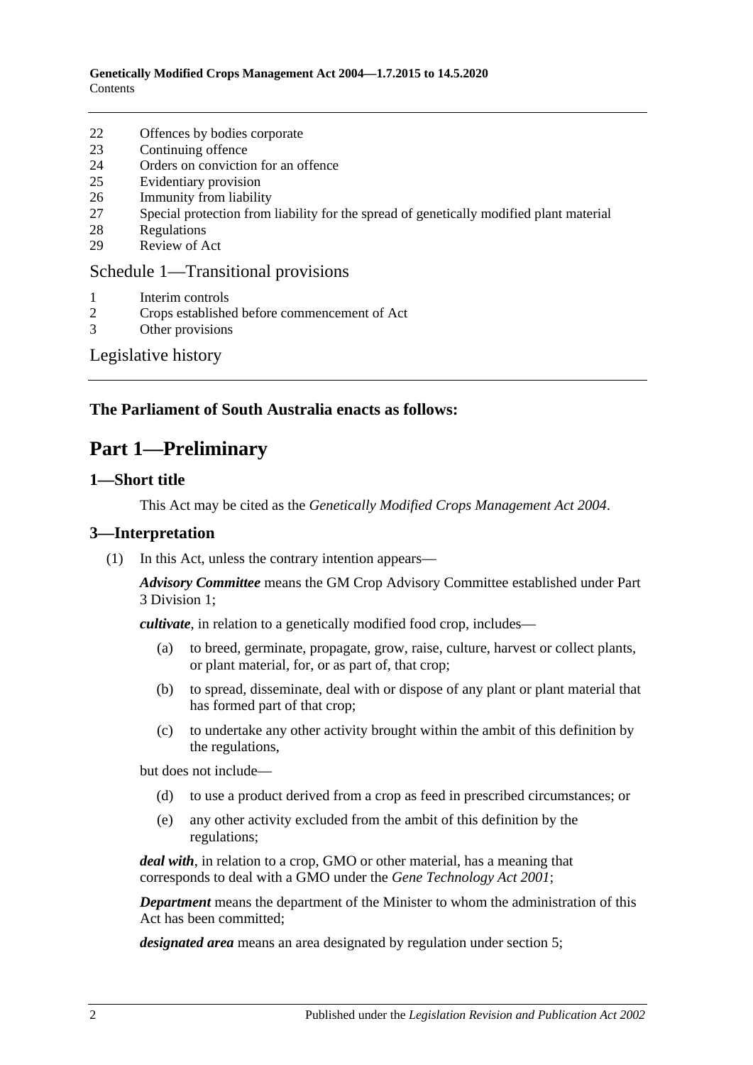22 Offences by bodies corporate
23 Continuing offence
24 Orders on conviction for an offence
25 Evidentiary provision
26 Immunity from liability
27 Special protection from liability for the spread of genetically modified plant material
28 Regulations
29 Review of Act

Schedule 1—Transitional provisions

1 Interim controls
2 Crops established before commencement of Act
3 Other provisions

Legislative history

**The Parliament of South Australia enacts as follows:**

# Part 1—Preliminary

## 1—Short title

This Act may be cited as the *Genetically Modified Crops Management Act 2004*.

## 3—Interpretation

(1) In this Act, unless the contrary intention appears—

***Advisory Committee*** means the GM Crop Advisory Committee established under Part 3 Division 1;

***cultivate***, in relation to a genetically modified food crop, includes—

(a) to breed, germinate, propagate, grow, raise, culture, harvest or collect plants, or plant material, for, or as part of, that crop;

(b) to spread, disseminate, deal with or dispose of any plant or plant material that has formed part of that crop;

(c) to undertake any other activity brought within the ambit of this definition by the regulations,

but does not include—

(d) to use a product derived from a crop as feed in prescribed circumstances; or

(e) any other activity excluded from the ambit of this definition by the regulations;

***deal with***, in relation to a crop, GMO or other material, has a meaning that corresponds to deal with a GMO under the *Gene Technology Act 2001*;

***Department*** means the department of the Minister to whom the administration of this Act has been committed;

***designated area*** means an area designated by regulation under section 5;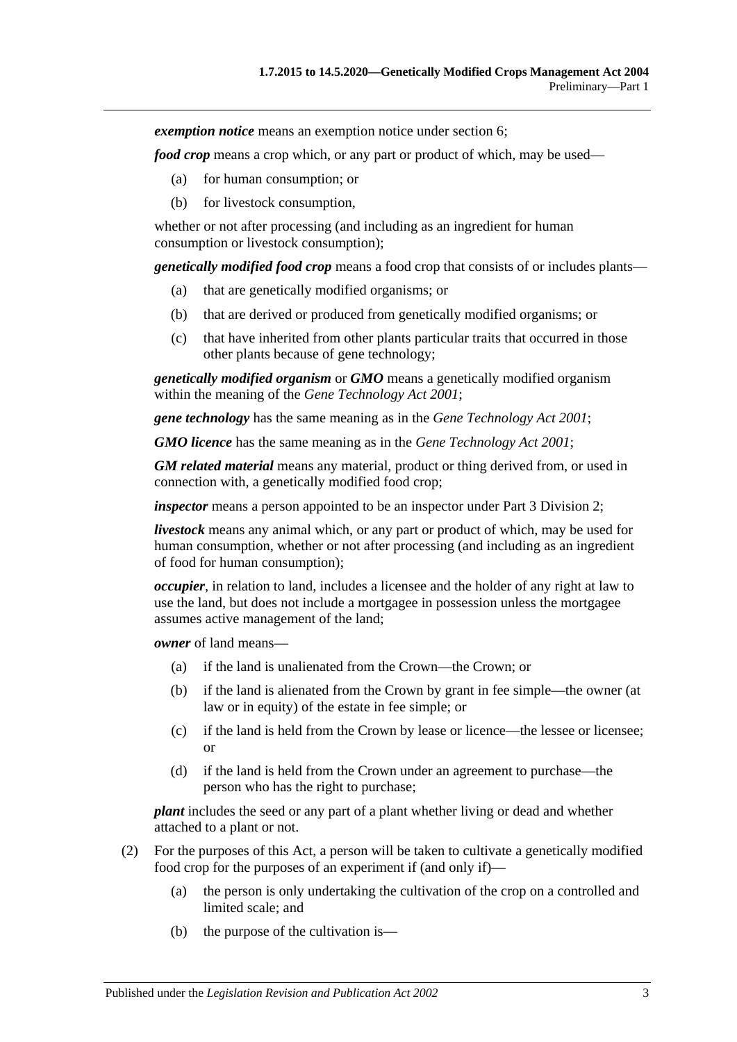***exemption notice*** means an exemption notice under section 6;

***food crop*** means a crop which, or any part or product of which, may be used—

- (a) for human consumption; or
- (b) for livestock consumption,

whether or not after processing (and including as an ingredient for human consumption or livestock consumption);

***genetically modified food crop*** means a food crop that consists of or includes plants—

- (a) that are genetically modified organisms; or
- (b) that are derived or produced from genetically modified organisms; or
- (c) that have inherited from other plants particular traits that occurred in those other plants because of gene technology;

***genetically modified organism*** or ***GMO*** means a genetically modified organism within the meaning of the *Gene Technology Act 2001*;

***gene technology*** has the same meaning as in the *Gene Technology Act 2001*;

***GMO licence*** has the same meaning as in the *Gene Technology Act 2001*;

***GM related material*** means any material, product or thing derived from, or used in connection with, a genetically modified food crop;

***inspector*** means a person appointed to be an inspector under Part 3 Division 2;

***livestock*** means any animal which, or any part or product of which, may be used for human consumption, whether or not after processing (and including as an ingredient of food for human consumption);

***occupier***, in relation to land, includes a licensee and the holder of any right at law to use the land, but does not include a mortgagee in possession unless the mortgagee assumes active management of the land;

***owner*** of land means—

- (a) if the land is unalienated from the Crown—the Crown; or
- (b) if the land is alienated from the Crown by grant in fee simple—the owner (at law or in equity) of the estate in fee simple; or
- (c) if the land is held from the Crown by lease or licence—the lessee or licensee; or
- (d) if the land is held from the Crown under an agreement to purchase—the person who has the right to purchase;

***plant*** includes the seed or any part of a plant whether living or dead and whether attached to a plant or not.

(2) For the purposes of this Act, a person will be taken to cultivate a genetically modified food crop for the purposes of an experiment if (and only if)—

- (a) the person is only undertaking the cultivation of the crop on a controlled and limited scale; and
- (b) the purpose of the cultivation is—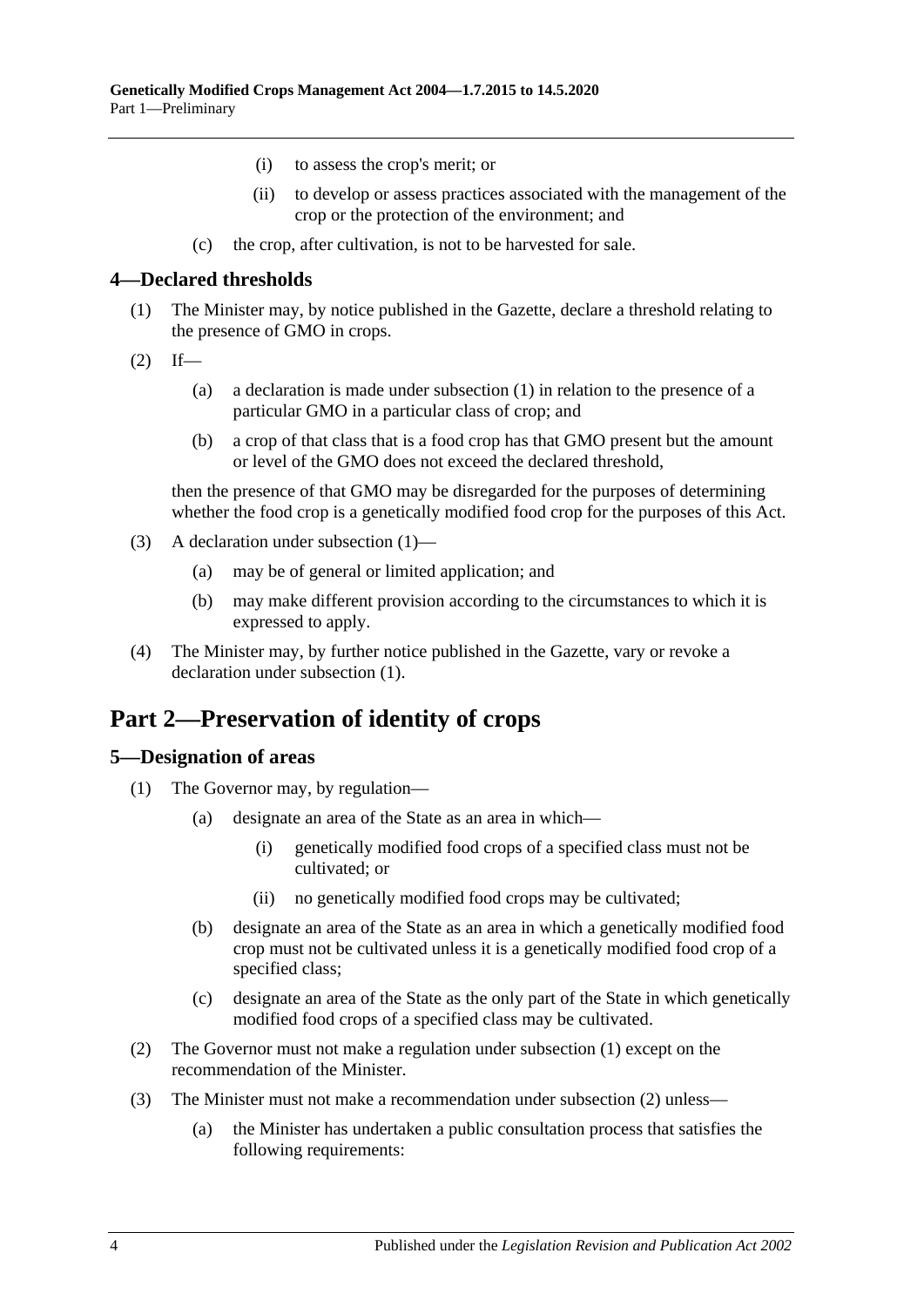(i) to assess the crop's merit; or

(ii) to develop or assess practices associated with the management of the crop or the protection of the environment; and

(c) the crop, after cultivation, is not to be harvested for sale.

### 4—Declared thresholds

(1) The Minister may, by notice published in the Gazette, declare a threshold relating to the presence of GMO in crops.

(2) If—

(a) a declaration is made under subsection (1) in relation to the presence of a particular GMO in a particular class of crop; and

(b) a crop of that class that is a food crop has that GMO present but the amount or level of the GMO does not exceed the declared threshold,

then the presence of that GMO may be disregarded for the purposes of determining whether the food crop is a genetically modified food crop for the purposes of this Act.

(3) A declaration under subsection (1)—

(a) may be of general or limited application; and

(b) may make different provision according to the circumstances to which it is expressed to apply.

(4) The Minister may, by further notice published in the Gazette, vary or revoke a declaration under subsection (1).

## Part 2—Preservation of identity of crops

### 5—Designation of areas

(1) The Governor may, by regulation—

(a) designate an area of the State as an area in which—

(i) genetically modified food crops of a specified class must not be cultivated; or

(ii) no genetically modified food crops may be cultivated;

(b) designate an area of the State as an area in which a genetically modified food crop must not be cultivated unless it is a genetically modified food crop of a specified class;

(c) designate an area of the State as the only part of the State in which genetically modified food crops of a specified class may be cultivated.

(2) The Governor must not make a regulation under subsection (1) except on the recommendation of the Minister.

(3) The Minister must not make a recommendation under subsection (2) unless—

(a) the Minister has undertaken a public consultation process that satisfies the following requirements: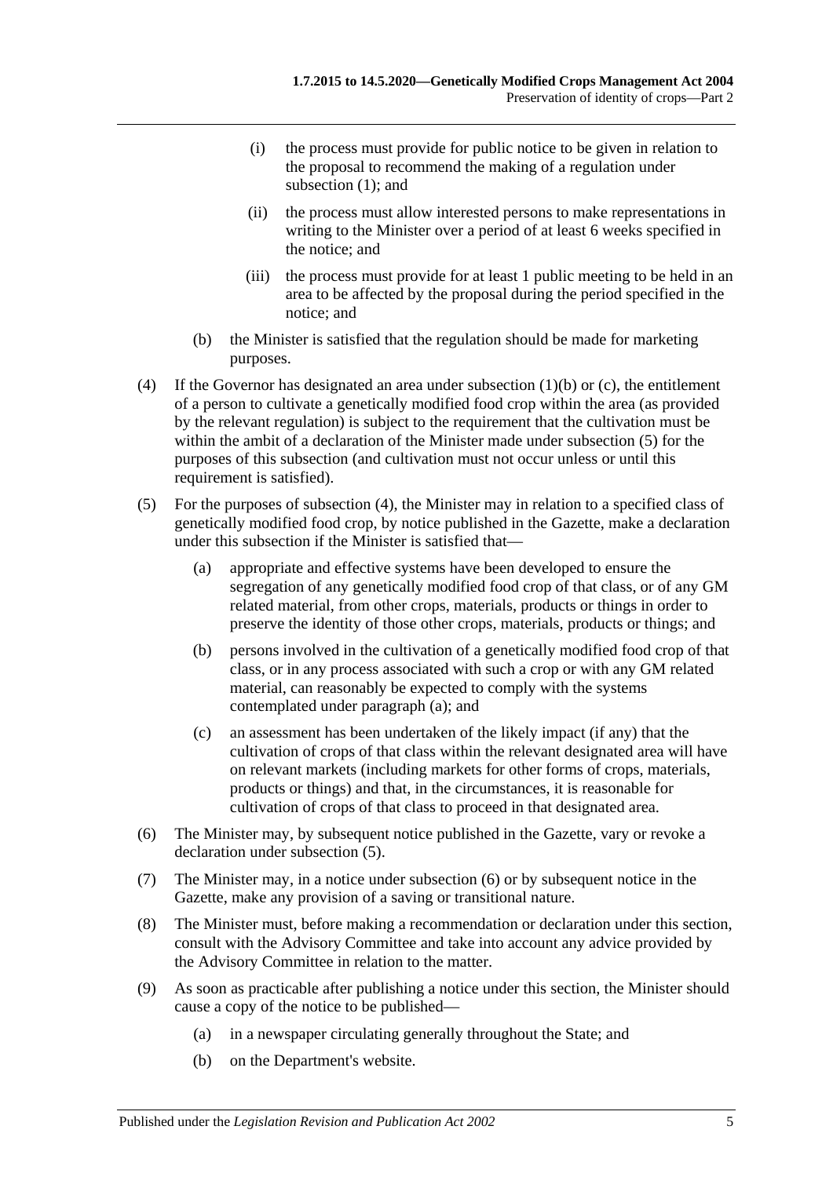(i) the process must provide for public notice to be given in relation to the proposal to recommend the making of a regulation under subsection (1); and

(ii) the process must allow interested persons to make representations in writing to the Minister over a period of at least 6 weeks specified in the notice; and

(iii) the process must provide for at least 1 public meeting to be held in an area to be affected by the proposal during the period specified in the notice; and

(b) the Minister is satisfied that the regulation should be made for marketing purposes.

(4) If the Governor has designated an area under subsection (1)(b) or (c), the entitlement of a person to cultivate a genetically modified food crop within the area (as provided by the relevant regulation) is subject to the requirement that the cultivation must be within the ambit of a declaration of the Minister made under subsection (5) for the purposes of this subsection (and cultivation must not occur unless or until this requirement is satisfied).

(5) For the purposes of subsection (4), the Minister may in relation to a specified class of genetically modified food crop, by notice published in the Gazette, make a declaration under this subsection if the Minister is satisfied that—

(a) appropriate and effective systems have been developed to ensure the segregation of any genetically modified food crop of that class, or of any GM related material, from other crops, materials, products or things in order to preserve the identity of those other crops, materials, products or things; and

(b) persons involved in the cultivation of a genetically modified food crop of that class, or in any process associated with such a crop or with any GM related material, can reasonably be expected to comply with the systems contemplated under paragraph (a); and

(c) an assessment has been undertaken of the likely impact (if any) that the cultivation of crops of that class within the relevant designated area will have on relevant markets (including markets for other forms of crops, materials, products or things) and that, in the circumstances, it is reasonable for cultivation of crops of that class to proceed in that designated area.

(6) The Minister may, by subsequent notice published in the Gazette, vary or revoke a declaration under subsection (5).

(7) The Minister may, in a notice under subsection (6) or by subsequent notice in the Gazette, make any provision of a saving or transitional nature.

(8) The Minister must, before making a recommendation or declaration under this section, consult with the Advisory Committee and take into account any advice provided by the Advisory Committee in relation to the matter.

(9) As soon as practicable after publishing a notice under this section, the Minister should cause a copy of the notice to be published—

(a) in a newspaper circulating generally throughout the State; and

(b) on the Department's website.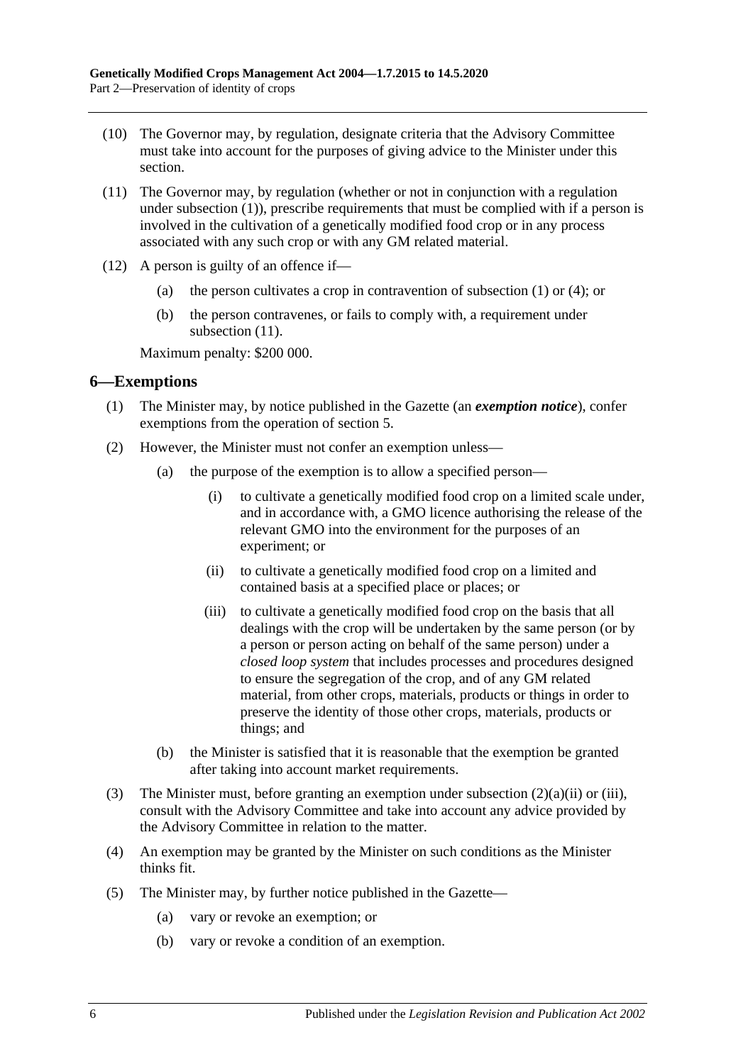(10) The Governor may, by regulation, designate criteria that the Advisory Committee must take into account for the purposes of giving advice to the Minister under this section.

(11) The Governor may, by regulation (whether or not in conjunction with a regulation under subsection (1)), prescribe requirements that must be complied with if a person is involved in the cultivation of a genetically modified food crop or in any process associated with any such crop or with any GM related material.

(12) A person is guilty of an offence if—

 (a) the person cultivates a crop in contravention of subsection (1) or (4); or

 (b) the person contravenes, or fails to comply with, a requirement under subsection (11).

Maximum penalty: $200 000.

## 6—Exemptions

(1) The Minister may, by notice published in the Gazette (an ***exemption notice***), confer exemptions from the operation of section 5.

(2) However, the Minister must not confer an exemption unless—

 (a) the purpose of the exemption is to allow a specified person—

  (i) to cultivate a genetically modified food crop on a limited scale under, and in accordance with, a GMO licence authorising the release of the relevant GMO into the environment for the purposes of an experiment; or

  (ii) to cultivate a genetically modified food crop on a limited and contained basis at a specified place or places; or

  (iii) to cultivate a genetically modified food crop on the basis that all dealings with the crop will be undertaken by the same person (or by a person or person acting on behalf of the same person) under a *closed loop system* that includes processes and procedures designed to ensure the segregation of the crop, and of any GM related material, from other crops, materials, products or things in order to preserve the identity of those other crops, materials, products or things; and

 (b) the Minister is satisfied that it is reasonable that the exemption be granted after taking into account market requirements.

(3) The Minister must, before granting an exemption under subsection (2)(a)(ii) or (iii), consult with the Advisory Committee and take into account any advice provided by the Advisory Committee in relation to the matter.

(4) An exemption may be granted by the Minister on such conditions as the Minister thinks fit.

(5) The Minister may, by further notice published in the Gazette—

 (a) vary or revoke an exemption; or

 (b) vary or revoke a condition of an exemption.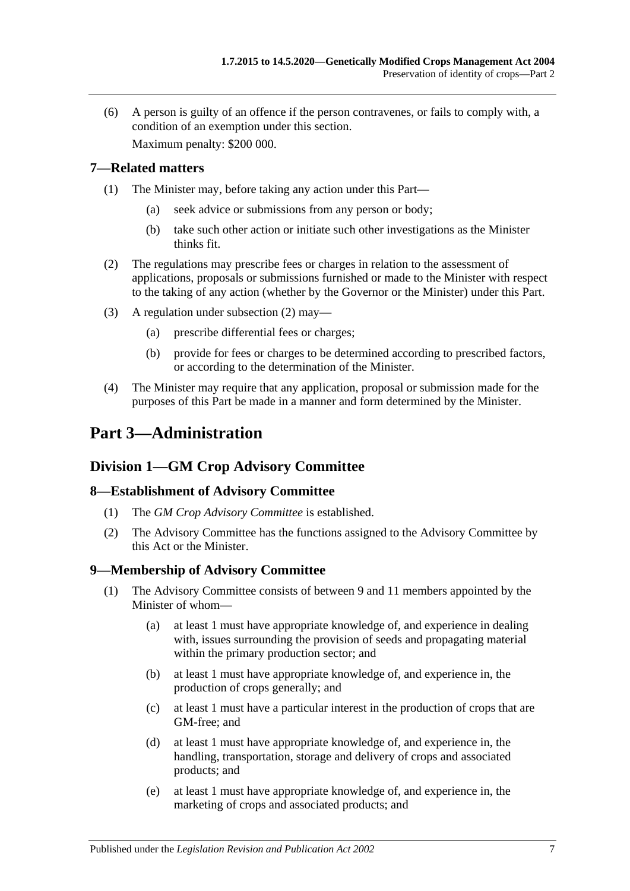(6) A person is guilty of an offence if the person contravenes, or fails to comply with, a condition of an exemption under this section.

Maximum penalty: $200 000.

### 7—Related matters

(1) The Minister may, before taking any action under this Part—

(a) seek advice or submissions from any person or body;

(b) take such other action or initiate such other investigations as the Minister thinks fit.

(2) The regulations may prescribe fees or charges in relation to the assessment of applications, proposals or submissions furnished or made to the Minister with respect to the taking of any action (whether by the Governor or the Minister) under this Part.

(3) A regulation under subsection (2) may—

(a) prescribe differential fees or charges;

(b) provide for fees or charges to be determined according to prescribed factors, or according to the determination of the Minister.

(4) The Minister may require that any application, proposal or submission made for the purposes of this Part be made in a manner and form determined by the Minister.

# Part 3—Administration

## Division 1—GM Crop Advisory Committee

### 8—Establishment of Advisory Committee

(1) The *GM Crop Advisory Committee* is established.

(2) The Advisory Committee has the functions assigned to the Advisory Committee by this Act or the Minister.

### 9—Membership of Advisory Committee

(1) The Advisory Committee consists of between 9 and 11 members appointed by the Minister of whom—

(a) at least 1 must have appropriate knowledge of, and experience in dealing with, issues surrounding the provision of seeds and propagating material within the primary production sector; and

(b) at least 1 must have appropriate knowledge of, and experience in, the production of crops generally; and

(c) at least 1 must have a particular interest in the production of crops that are GM-free; and

(d) at least 1 must have appropriate knowledge of, and experience in, the handling, transportation, storage and delivery of crops and associated products; and

(e) at least 1 must have appropriate knowledge of, and experience in, the marketing of crops and associated products; and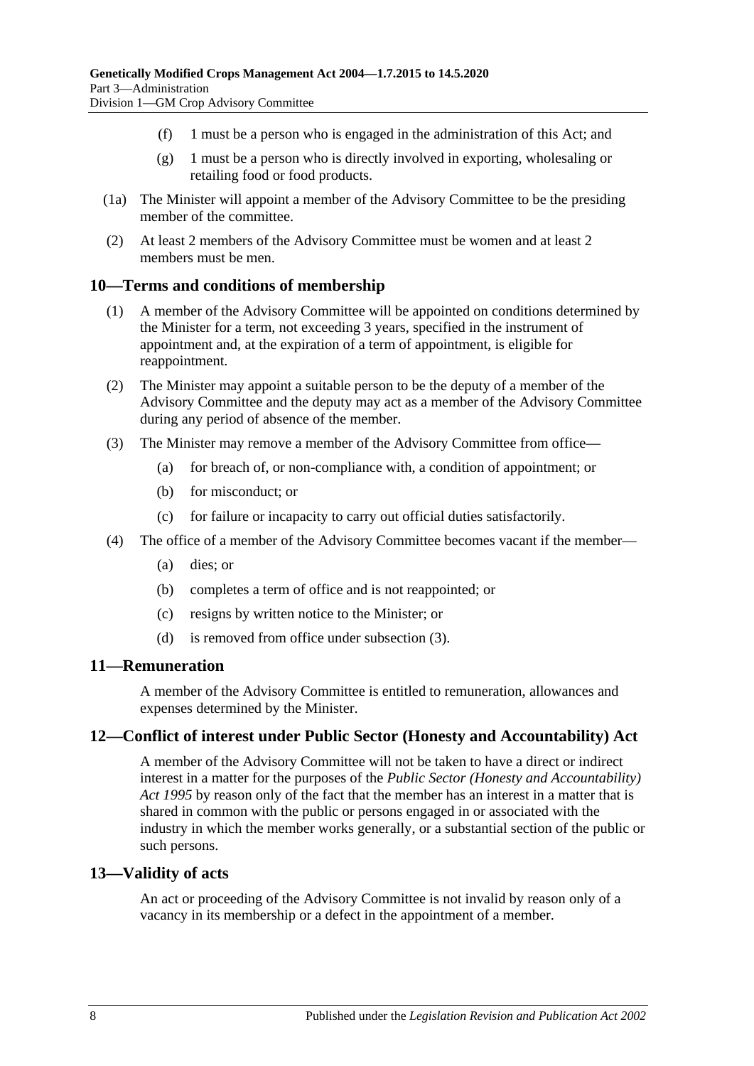(f) 1 must be a person who is engaged in the administration of this Act; and

(g) 1 must be a person who is directly involved in exporting, wholesaling or retailing food or food products.

(1a) The Minister will appoint a member of the Advisory Committee to be the presiding member of the committee.

(2) At least 2 members of the Advisory Committee must be women and at least 2 members must be men.

## 10—Terms and conditions of membership

(1) A member of the Advisory Committee will be appointed on conditions determined by the Minister for a term, not exceeding 3 years, specified in the instrument of appointment and, at the expiration of a term of appointment, is eligible for reappointment.

(2) The Minister may appoint a suitable person to be the deputy of a member of the Advisory Committee and the deputy may act as a member of the Advisory Committee during any period of absence of the member.

(3) The Minister may remove a member of the Advisory Committee from office—

(a) for breach of, or non-compliance with, a condition of appointment; or

(b) for misconduct; or

(c) for failure or incapacity to carry out official duties satisfactorily.

(4) The office of a member of the Advisory Committee becomes vacant if the member—

(a) dies; or

(b) completes a term of office and is not reappointed; or

(c) resigns by written notice to the Minister; or

(d) is removed from office under subsection (3).

## 11—Remuneration

A member of the Advisory Committee is entitled to remuneration, allowances and expenses determined by the Minister.

## 12—Conflict of interest under Public Sector (Honesty and Accountability) Act

A member of the Advisory Committee will not be taken to have a direct or indirect interest in a matter for the purposes of the *Public Sector (Honesty and Accountability) Act 1995* by reason only of the fact that the member has an interest in a matter that is shared in common with the public or persons engaged in or associated with the industry in which the member works generally, or a substantial section of the public or such persons.

## 13—Validity of acts

An act or proceeding of the Advisory Committee is not invalid by reason only of a vacancy in its membership or a defect in the appointment of a member.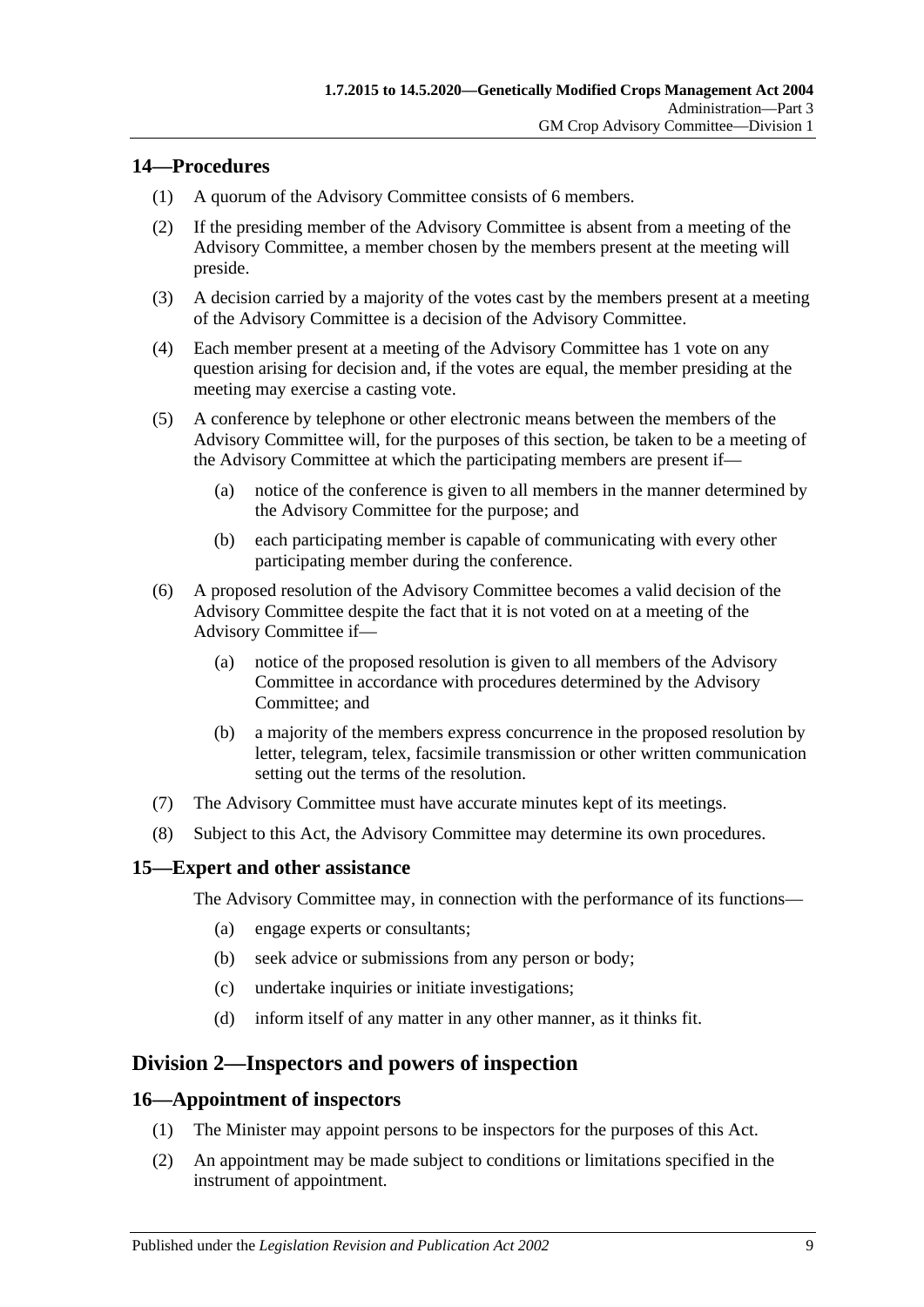## 14—Procedures

(1) A quorum of the Advisory Committee consists of 6 members.

(2) If the presiding member of the Advisory Committee is absent from a meeting of the Advisory Committee, a member chosen by the members present at the meeting will preside.

(3) A decision carried by a majority of the votes cast by the members present at a meeting of the Advisory Committee is a decision of the Advisory Committee.

(4) Each member present at a meeting of the Advisory Committee has 1 vote on any question arising for decision and, if the votes are equal, the member presiding at the meeting may exercise a casting vote.

(5) A conference by telephone or other electronic means between the members of the Advisory Committee will, for the purposes of this section, be taken to be a meeting of the Advisory Committee at which the participating members are present if—

- (a) notice of the conference is given to all members in the manner determined by the Advisory Committee for the purpose; and
- (b) each participating member is capable of communicating with every other participating member during the conference.

(6) A proposed resolution of the Advisory Committee becomes a valid decision of the Advisory Committee despite the fact that it is not voted on at a meeting of the Advisory Committee if—

- (a) notice of the proposed resolution is given to all members of the Advisory Committee in accordance with procedures determined by the Advisory Committee; and
- (b) a majority of the members express concurrence in the proposed resolution by letter, telegram, telex, facsimile transmission or other written communication setting out the terms of the resolution.

(7) The Advisory Committee must have accurate minutes kept of its meetings.

(8) Subject to this Act, the Advisory Committee may determine its own procedures.

## 15—Expert and other assistance

The Advisory Committee may, in connection with the performance of its functions—

- (a) engage experts or consultants;
- (b) seek advice or submissions from any person or body;
- (c) undertake inquiries or initiate investigations;
- (d) inform itself of any matter in any other manner, as it thinks fit.

# Division 2—Inspectors and powers of inspection

## 16—Appointment of inspectors

(1) The Minister may appoint persons to be inspectors for the purposes of this Act.

(2) An appointment may be made subject to conditions or limitations specified in the instrument of appointment.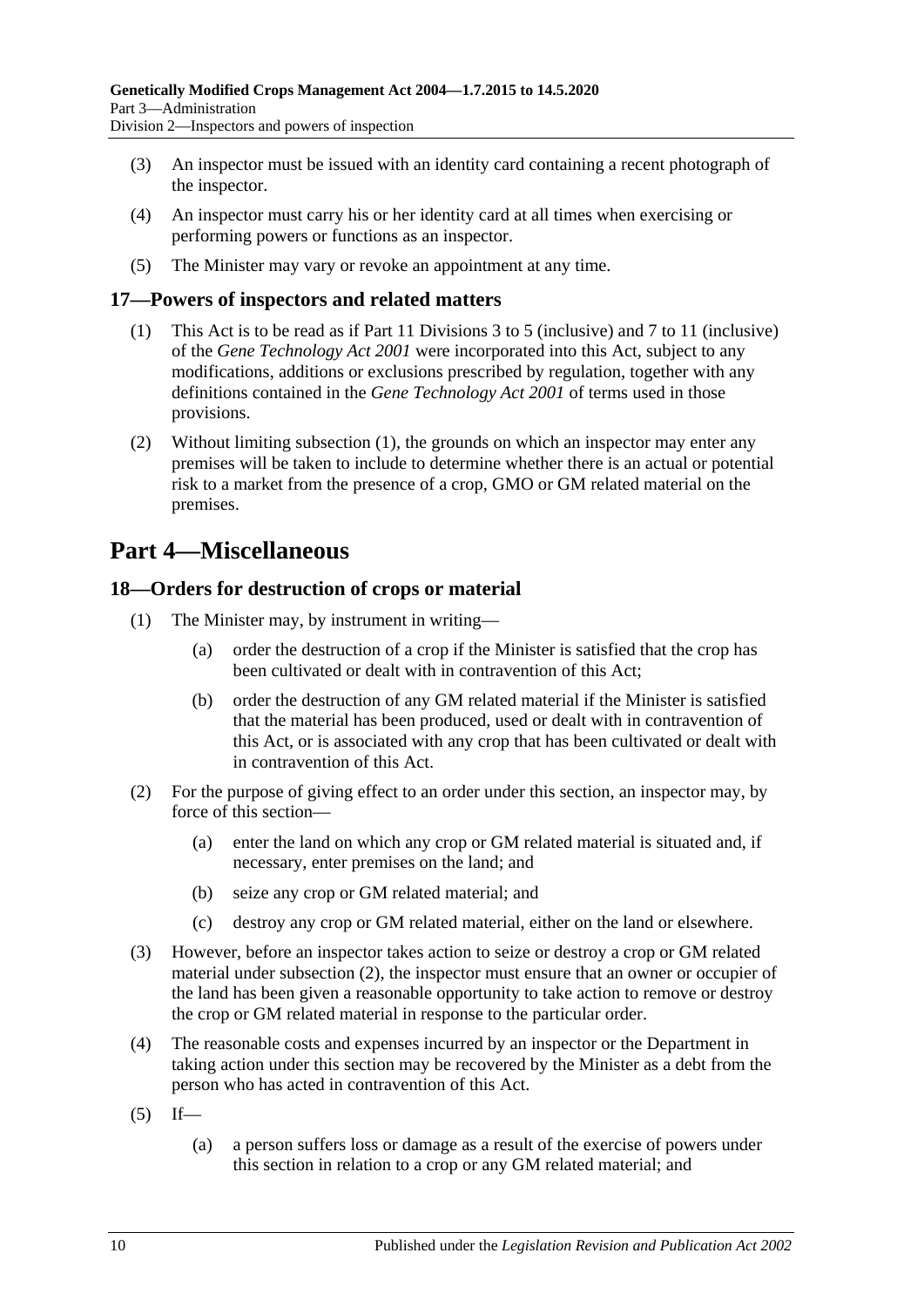(3) An inspector must be issued with an identity card containing a recent photograph of the inspector.

(4) An inspector must carry his or her identity card at all times when exercising or performing powers or functions as an inspector.

(5) The Minister may vary or revoke an appointment at any time.

### 17—Powers of inspectors and related matters

(1) This Act is to be read as if Part 11 Divisions 3 to 5 (inclusive) and 7 to 11 (inclusive) of the *Gene Technology Act 2001* were incorporated into this Act, subject to any modifications, additions or exclusions prescribed by regulation, together with any definitions contained in the *Gene Technology Act 2001* of terms used in those provisions.

(2) Without limiting subsection (1), the grounds on which an inspector may enter any premises will be taken to include to determine whether there is an actual or potential risk to a market from the presence of a crop, GMO or GM related material on the premises.

## Part 4—Miscellaneous

### 18—Orders for destruction of crops or material

(1) The Minister may, by instrument in writing—

(a) order the destruction of a crop if the Minister is satisfied that the crop has been cultivated or dealt with in contravention of this Act;

(b) order the destruction of any GM related material if the Minister is satisfied that the material has been produced, used or dealt with in contravention of this Act, or is associated with any crop that has been cultivated or dealt with in contravention of this Act.

(2) For the purpose of giving effect to an order under this section, an inspector may, by force of this section—

(a) enter the land on which any crop or GM related material is situated and, if necessary, enter premises on the land; and

(b) seize any crop or GM related material; and

(c) destroy any crop or GM related material, either on the land or elsewhere.

(3) However, before an inspector takes action to seize or destroy a crop or GM related material under subsection (2), the inspector must ensure that an owner or occupier of the land has been given a reasonable opportunity to take action to remove or destroy the crop or GM related material in response to the particular order.

(4) The reasonable costs and expenses incurred by an inspector or the Department in taking action under this section may be recovered by the Minister as a debt from the person who has acted in contravention of this Act.

(5) If—

(a) a person suffers loss or damage as a result of the exercise of powers under this section in relation to a crop or any GM related material; and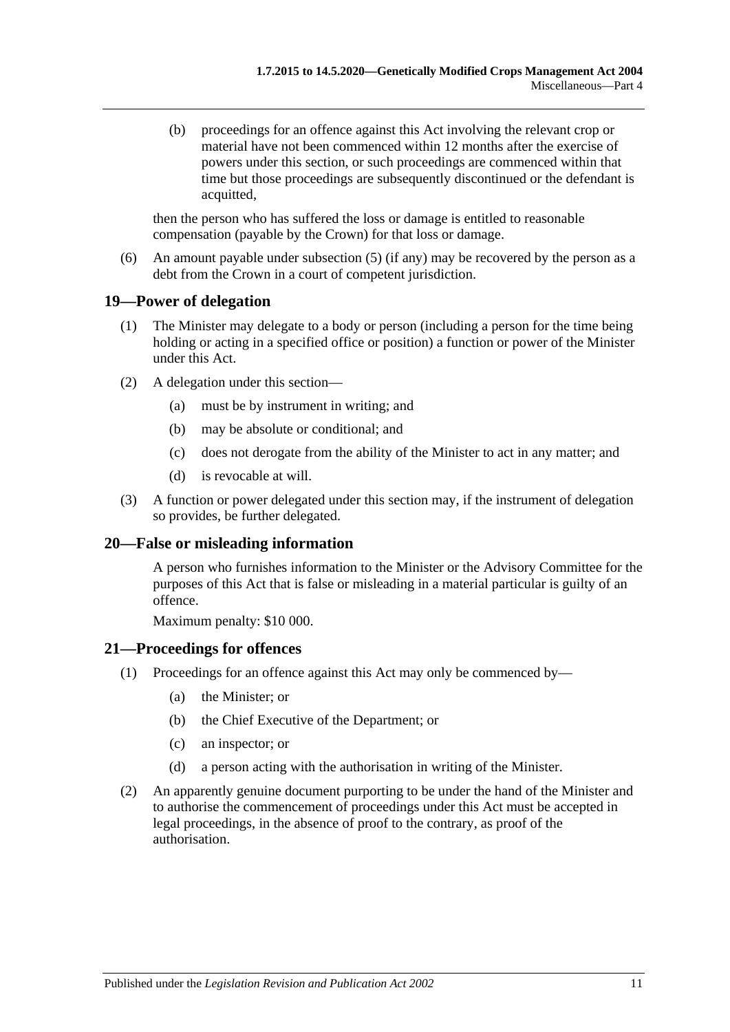(b) proceedings for an offence against this Act involving the relevant crop or material have not been commenced within 12 months after the exercise of powers under this section, or such proceedings are commenced within that time but those proceedings are subsequently discontinued or the defendant is acquitted,

then the person who has suffered the loss or damage is entitled to reasonable compensation (payable by the Crown) for that loss or damage.

(6) An amount payable under subsection (5) (if any) may be recovered by the person as a debt from the Crown in a court of competent jurisdiction.

## 19—Power of delegation

(1) The Minister may delegate to a body or person (including a person for the time being holding or acting in a specified office or position) a function or power of the Minister under this Act.

(2) A delegation under this section—

(a) must be by instrument in writing; and

(b) may be absolute or conditional; and

(c) does not derogate from the ability of the Minister to act in any matter; and

(d) is revocable at will.

(3) A function or power delegated under this section may, if the instrument of delegation so provides, be further delegated.

## 20—False or misleading information

A person who furnishes information to the Minister or the Advisory Committee for the purposes of this Act that is false or misleading in a material particular is guilty of an offence.

Maximum penalty: $10 000.

## 21—Proceedings for offences

(1) Proceedings for an offence against this Act may only be commenced by—

(a) the Minister; or

(b) the Chief Executive of the Department; or

(c) an inspector; or

(d) a person acting with the authorisation in writing of the Minister.

(2) An apparently genuine document purporting to be under the hand of the Minister and to authorise the commencement of proceedings under this Act must be accepted in legal proceedings, in the absence of proof to the contrary, as proof of the authorisation.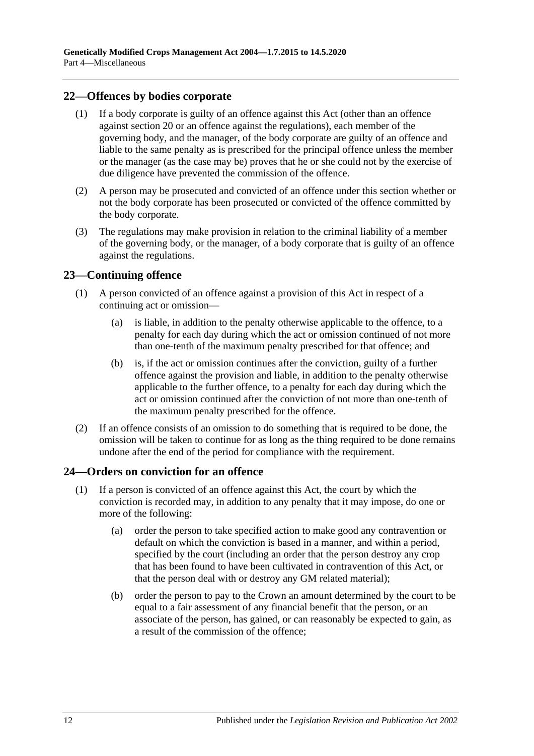## 22—Offences by bodies corporate

(1) If a body corporate is guilty of an offence against this Act (other than an offence against section 20 or an offence against the regulations), each member of the governing body, and the manager, of the body corporate are guilty of an offence and liable to the same penalty as is prescribed for the principal offence unless the member or the manager (as the case may be) proves that he or she could not by the exercise of due diligence have prevented the commission of the offence.

(2) A person may be prosecuted and convicted of an offence under this section whether or not the body corporate has been prosecuted or convicted of the offence committed by the body corporate.

(3) The regulations may make provision in relation to the criminal liability of a member of the governing body, or the manager, of a body corporate that is guilty of an offence against the regulations.

## 23—Continuing offence

(1) A person convicted of an offence against a provision of this Act in respect of a continuing act or omission—

(a) is liable, in addition to the penalty otherwise applicable to the offence, to a penalty for each day during which the act or omission continued of not more than one-tenth of the maximum penalty prescribed for that offence; and

(b) is, if the act or omission continues after the conviction, guilty of a further offence against the provision and liable, in addition to the penalty otherwise applicable to the further offence, to a penalty for each day during which the act or omission continued after the conviction of not more than one-tenth of the maximum penalty prescribed for the offence.

(2) If an offence consists of an omission to do something that is required to be done, the omission will be taken to continue for as long as the thing required to be done remains undone after the end of the period for compliance with the requirement.

## 24—Orders on conviction for an offence

(1) If a person is convicted of an offence against this Act, the court by which the conviction is recorded may, in addition to any penalty that it may impose, do one or more of the following:

(a) order the person to take specified action to make good any contravention or default on which the conviction is based in a manner, and within a period, specified by the court (including an order that the person destroy any crop that has been found to have been cultivated in contravention of this Act, or that the person deal with or destroy any GM related material);

(b) order the person to pay to the Crown an amount determined by the court to be equal to a fair assessment of any financial benefit that the person, or an associate of the person, has gained, or can reasonably be expected to gain, as a result of the commission of the offence;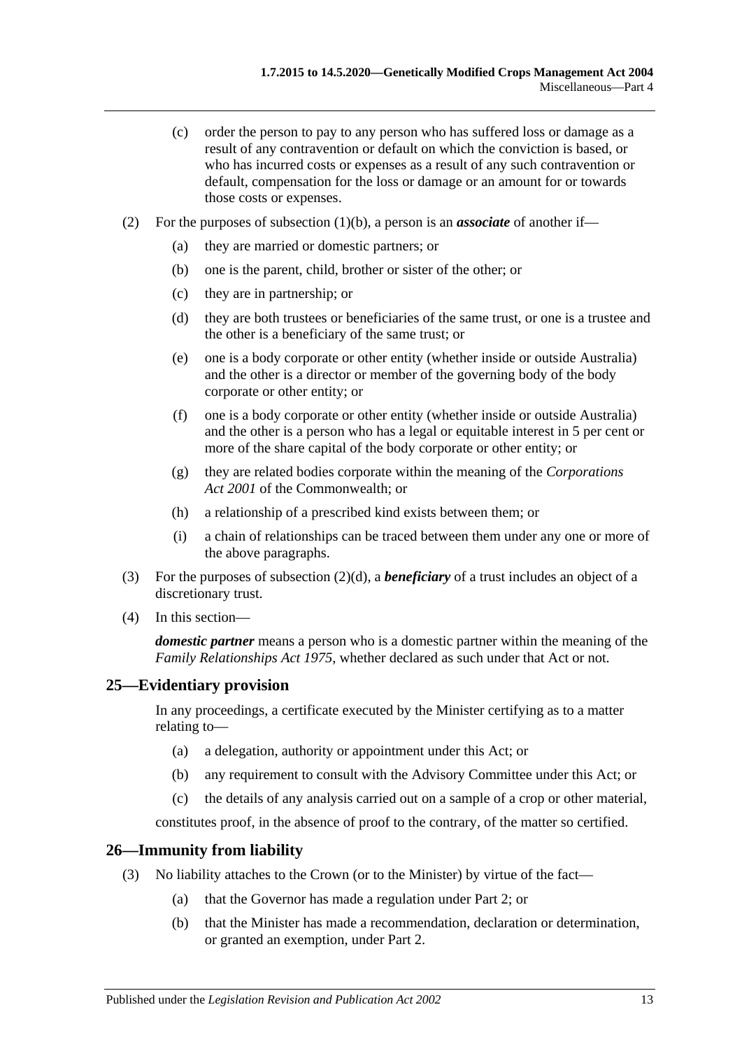(c) order the person to pay to any person who has suffered loss or damage as a result of any contravention or default on which the conviction is based, or who has incurred costs or expenses as a result of any such contravention or default, compensation for the loss or damage or an amount for or towards those costs or expenses.

(2) For the purposes of subsection (1)(b), a person is an ***associate*** of another if—

(a) they are married or domestic partners; or

(b) one is the parent, child, brother or sister of the other; or

(c) they are in partnership; or

(d) they are both trustees or beneficiaries of the same trust, or one is a trustee and the other is a beneficiary of the same trust; or

(e) one is a body corporate or other entity (whether inside or outside Australia) and the other is a director or member of the governing body of the body corporate or other entity; or

(f) one is a body corporate or other entity (whether inside or outside Australia) and the other is a person who has a legal or equitable interest in 5 per cent or more of the share capital of the body corporate or other entity; or

(g) they are related bodies corporate within the meaning of the *Corporations Act 2001* of the Commonwealth; or

(h) a relationship of a prescribed kind exists between them; or

(i) a chain of relationships can be traced between them under any one or more of the above paragraphs.

(3) For the purposes of subsection (2)(d), a ***beneficiary*** of a trust includes an object of a discretionary trust.

(4) In this section—

***domestic partner*** means a person who is a domestic partner within the meaning of the *Family Relationships Act 1975*, whether declared as such under that Act or not.

## 25—Evidentiary provision

In any proceedings, a certificate executed by the Minister certifying as to a matter relating to—

(a) a delegation, authority or appointment under this Act; or

(b) any requirement to consult with the Advisory Committee under this Act; or

(c) the details of any analysis carried out on a sample of a crop or other material,

constitutes proof, in the absence of proof to the contrary, of the matter so certified.

## 26—Immunity from liability

(3) No liability attaches to the Crown (or to the Minister) by virtue of the fact—

(a) that the Governor has made a regulation under Part 2; or

(b) that the Minister has made a recommendation, declaration or determination, or granted an exemption, under Part 2.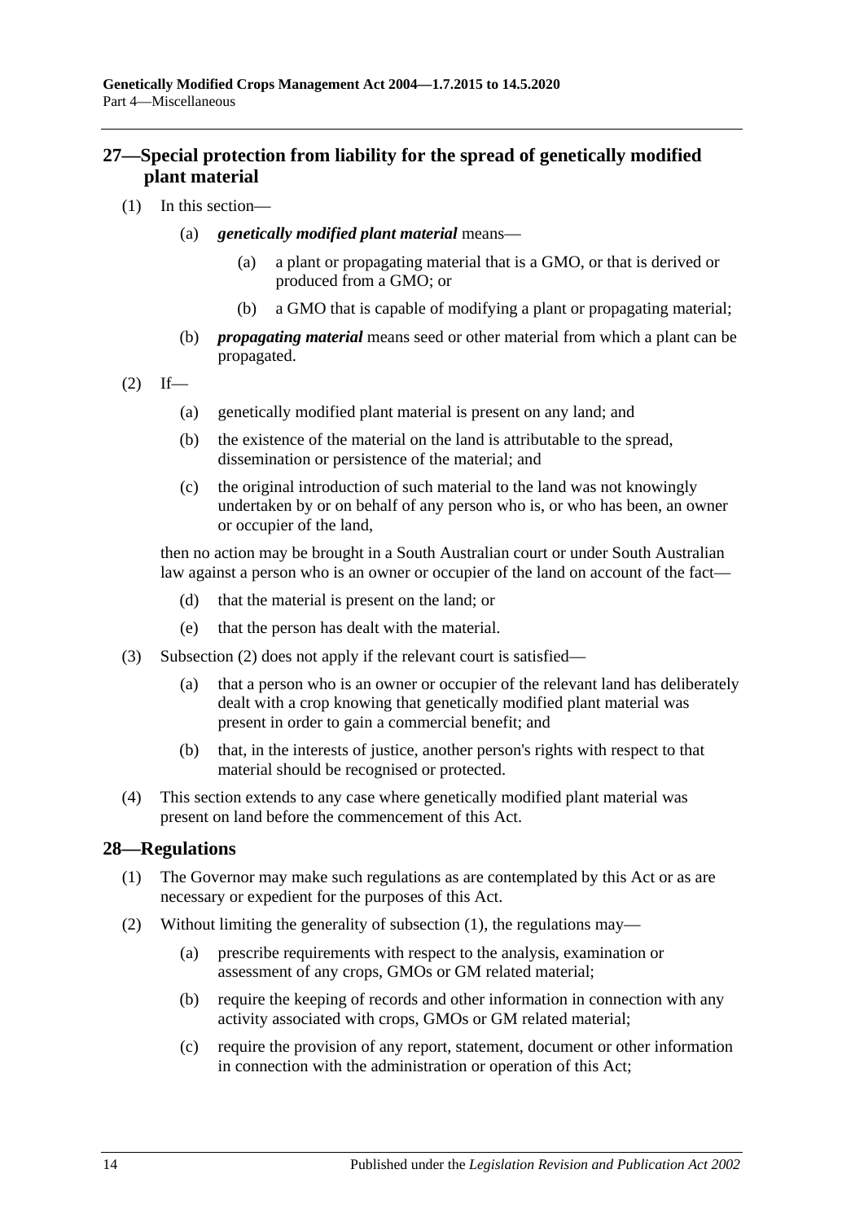## 27—Special protection from liability for the spread of genetically modified plant material

(1) In this section—

(a) ***genetically modified plant material*** means—

(a) a plant or propagating material that is a GMO, or that is derived or produced from a GMO; or

(b) a GMO that is capable of modifying a plant or propagating material;

(b) ***propagating material*** means seed or other material from which a plant can be propagated.

(2) If—

(a) genetically modified plant material is present on any land; and

(b) the existence of the material on the land is attributable to the spread, dissemination or persistence of the material; and

(c) the original introduction of such material to the land was not knowingly undertaken by or on behalf of any person who is, or who has been, an owner or occupier of the land,

then no action may be brought in a South Australian court or under South Australian law against a person who is an owner or occupier of the land on account of the fact—

(d) that the material is present on the land; or

(e) that the person has dealt with the material.

(3) Subsection (2) does not apply if the relevant court is satisfied—

(a) that a person who is an owner or occupier of the relevant land has deliberately dealt with a crop knowing that genetically modified plant material was present in order to gain a commercial benefit; and

(b) that, in the interests of justice, another person's rights with respect to that material should be recognised or protected.

(4) This section extends to any case where genetically modified plant material was present on land before the commencement of this Act.

## 28—Regulations

(1) The Governor may make such regulations as are contemplated by this Act or as are necessary or expedient for the purposes of this Act.

(2) Without limiting the generality of subsection (1), the regulations may—

(a) prescribe requirements with respect to the analysis, examination or assessment of any crops, GMOs or GM related material;

(b) require the keeping of records and other information in connection with any activity associated with crops, GMOs or GM related material;

(c) require the provision of any report, statement, document or other information in connection with the administration or operation of this Act;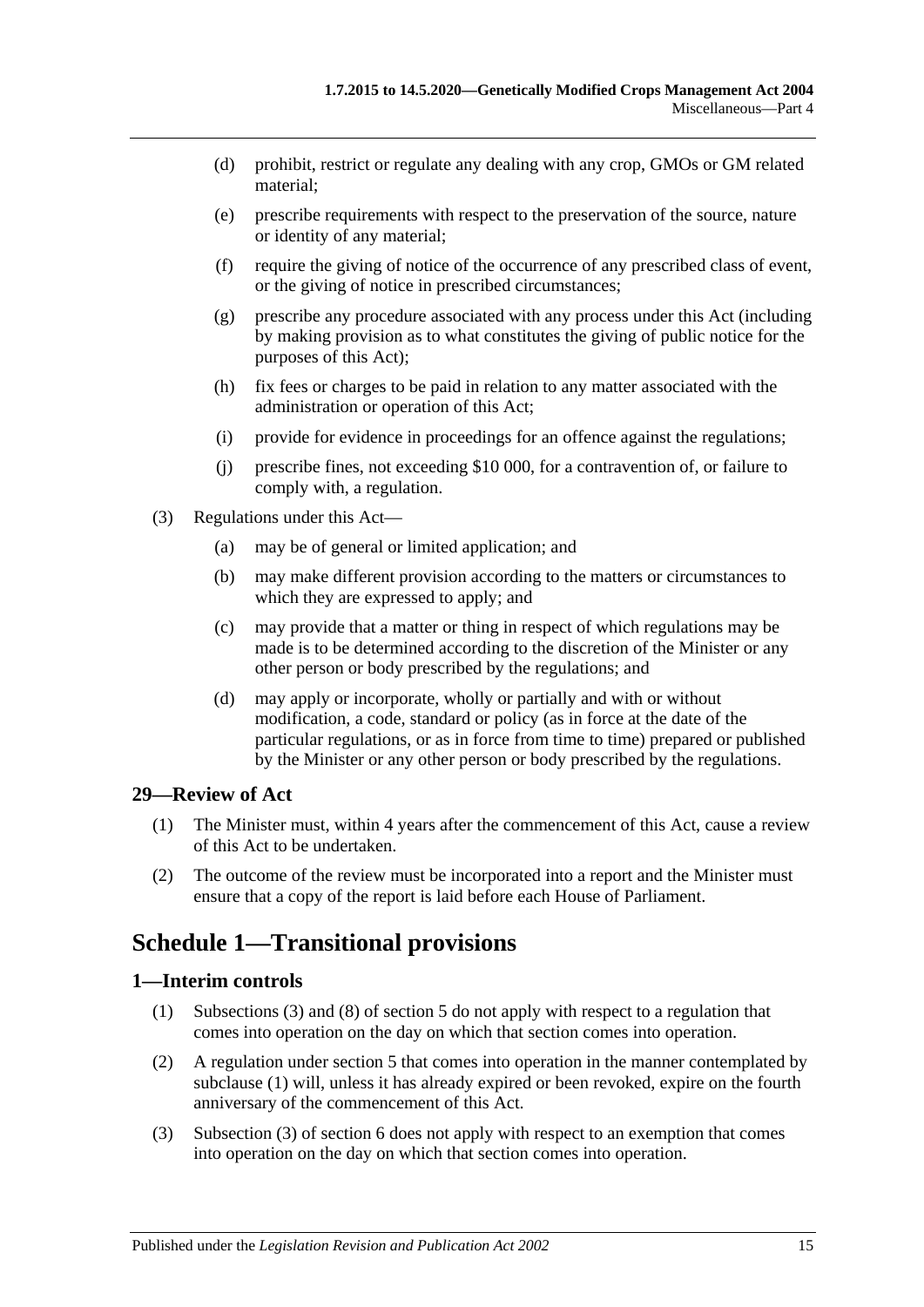(d) prohibit, restrict or regulate any dealing with any crop, GMOs or GM related material;

(e) prescribe requirements with respect to the preservation of the source, nature or identity of any material;

(f) require the giving of notice of the occurrence of any prescribed class of event, or the giving of notice in prescribed circumstances;

(g) prescribe any procedure associated with any process under this Act (including by making provision as to what constitutes the giving of public notice for the purposes of this Act);

(h) fix fees or charges to be paid in relation to any matter associated with the administration or operation of this Act;

(i) provide for evidence in proceedings for an offence against the regulations;

(j) prescribe fines, not exceeding $10 000, for a contravention of, or failure to comply with, a regulation.

(3) Regulations under this Act—

(a) may be of general or limited application; and

(b) may make different provision according to the matters or circumstances to which they are expressed to apply; and

(c) may provide that a matter or thing in respect of which regulations may be made is to be determined according to the discretion of the Minister or any other person or body prescribed by the regulations; and

(d) may apply or incorporate, wholly or partially and with or without modification, a code, standard or policy (as in force at the date of the particular regulations, or as in force from time to time) prepared or published by the Minister or any other person or body prescribed by the regulations.

### 29—Review of Act

(1) The Minister must, within 4 years after the commencement of this Act, cause a review of this Act to be undertaken.

(2) The outcome of the review must be incorporated into a report and the Minister must ensure that a copy of the report is laid before each House of Parliament.

## Schedule 1—Transitional provisions

### 1—Interim controls

(1) Subsections (3) and (8) of section 5 do not apply with respect to a regulation that comes into operation on the day on which that section comes into operation.

(2) A regulation under section 5 that comes into operation in the manner contemplated by subclause (1) will, unless it has already expired or been revoked, expire on the fourth anniversary of the commencement of this Act.

(3) Subsection (3) of section 6 does not apply with respect to an exemption that comes into operation on the day on which that section comes into operation.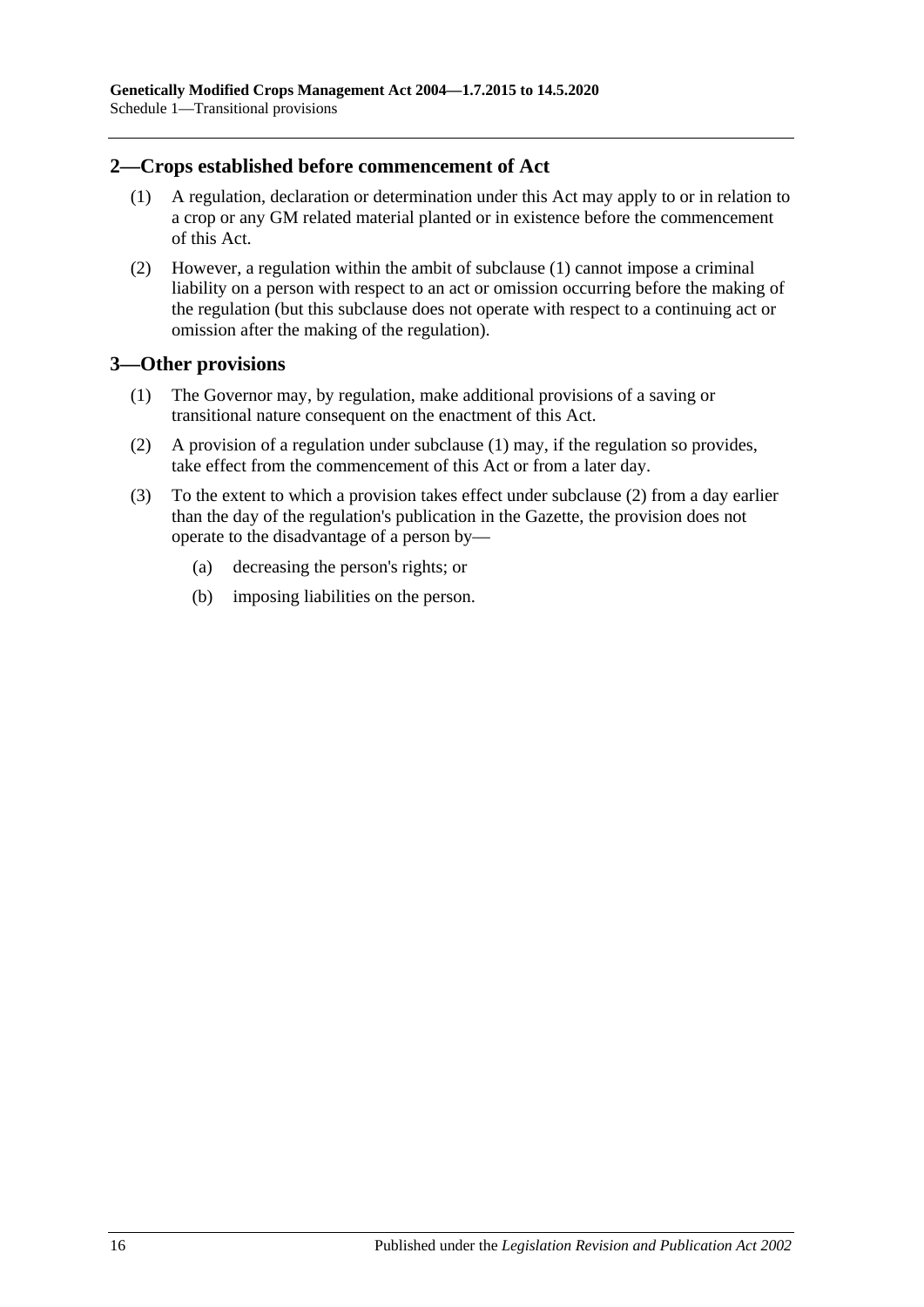## 2—Crops established before commencement of Act

(1) A regulation, declaration or determination under this Act may apply to or in relation to a crop or any GM related material planted or in existence before the commencement of this Act.

(2) However, a regulation within the ambit of subclause (1) cannot impose a criminal liability on a person with respect to an act or omission occurring before the making of the regulation (but this subclause does not operate with respect to a continuing act or omission after the making of the regulation).

## 3—Other provisions

(1) The Governor may, by regulation, make additional provisions of a saving or transitional nature consequent on the enactment of this Act.

(2) A provision of a regulation under subclause (1) may, if the regulation so provides, take effect from the commencement of this Act or from a later day.

(3) To the extent to which a provision takes effect under subclause (2) from a day earlier than the day of the regulation's publication in the Gazette, the provision does not operate to the disadvantage of a person by—

(a) decreasing the person's rights; or

(b) imposing liabilities on the person.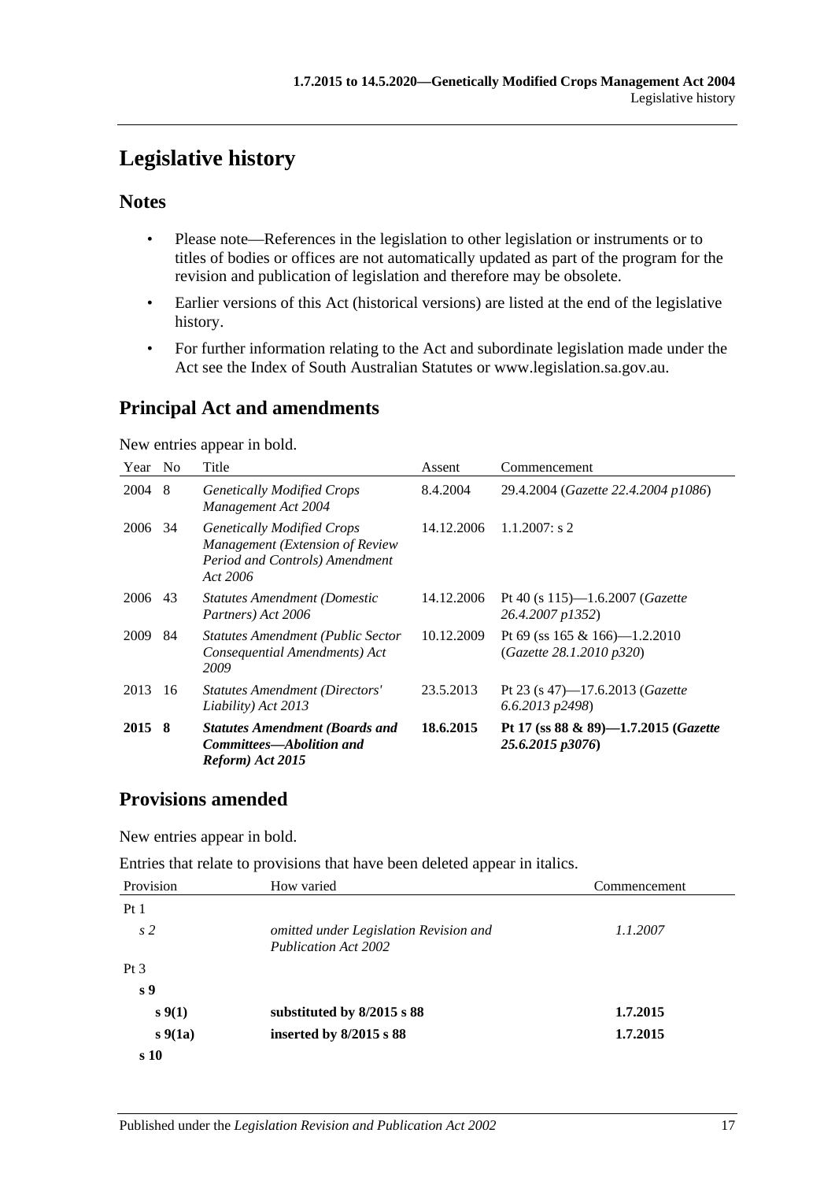# Legislative history

## Notes

- Please note—References in the legislation to other legislation or instruments or to titles of bodies or offices are not automatically updated as part of the program for the revision and publication of legislation and therefore may be obsolete.
- Earlier versions of this Act (historical versions) are listed at the end of the legislative history.
- For further information relating to the Act and subordinate legislation made under the Act see the Index of South Australian Statutes or www.legislation.sa.gov.au.

## Principal Act and amendments

New entries appear in bold.

| Year | No | Title | Assent | Commencement |
|---|---|---|---|---|
| 2004 | 8 | *Genetically Modified Crops Management Act 2004* | 8.4.2004 | 29.4.2004 (*Gazette 22.4.2004 p1086*) |
| 2006 | 34 | *Genetically Modified Crops Management (Extension of Review Period and Controls) Amendment Act 2006* | 14.12.2006 | 1.1.2007: s 2 |
| 2006 | 43 | *Statutes Amendment (Domestic Partners) Act 2006* | 14.12.2006 | Pt 40 (s 115)—1.6.2007 (*Gazette 26.4.2007 p1352*) |
| 2009 | 84 | *Statutes Amendment (Public Sector Consequential Amendments) Act 2009* | 10.12.2009 | Pt 69 (ss 165 & 166)—1.2.2010 (*Gazette 28.1.2010 p320*) |
| 2013 | 16 | *Statutes Amendment (Directors' Liability) Act 2013* | 23.5.2013 | Pt 23 (s 47)—17.6.2013 (*Gazette 6.6.2013 p2498*) |
| **2015** | **8** | ***Statutes Amendment (Boards and Committees—Abolition and Reform) Act 2015*** | **18.6.2015** | **Pt 17 (ss 88 & 89)—1.7.2015 (*Gazette 25.6.2015 p3076*)** |

## Provisions amended

New entries appear in bold.

Entries that relate to provisions that have been deleted appear in italics.

| Provision | How varied | Commencement |
|---|---|---|
| Pt 1 | | |
| *s 2* | *omitted under Legislation Revision and Publication Act 2002* | *1.1.2007* |
| Pt 3 | | |
| **s 9** | | |
| **s 9(1)** | **substituted by 8/2015 s 88** | **1.7.2015** |
| **s 9(1a)** | **inserted by 8/2015 s 88** | **1.7.2015** |
| **s 10** | | |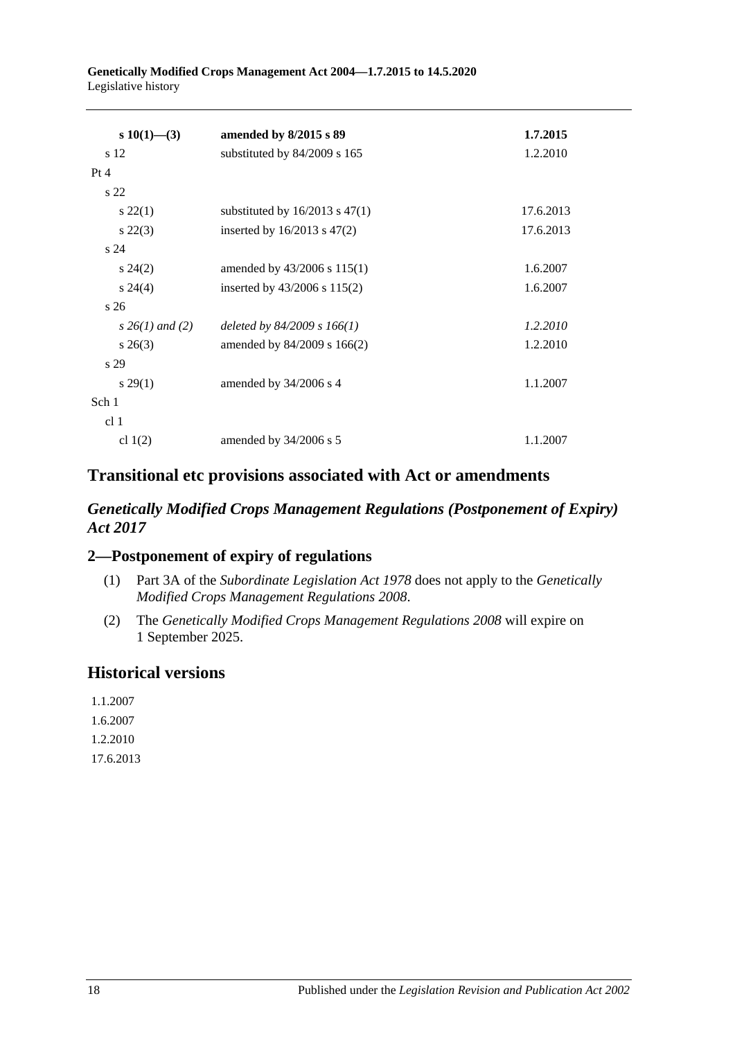| | | |
|---|---|---|
| **s 10(1)—(3)** | **amended by 8/2015 s 89** | **1.7.2015** |
| s 12 | substituted by 84/2009 s 165 | 1.2.2010 |
| Pt 4 | | |
| s 22 | | |
| s 22(1) | substituted by 16/2013 s 47(1) | 17.6.2013 |
| s 22(3) | inserted by 16/2013 s 47(2) | 17.6.2013 |
| s 24 | | |
| s 24(2) | amended by 43/2006 s 115(1) | 1.6.2007 |
| s 24(4) | inserted by 43/2006 s 115(2) | 1.6.2007 |
| s 26 | | |
| *s 26(1) and (2)* | *deleted by 84/2009 s 166(1)* | *1.2.2010* |
| s 26(3) | amended by 84/2009 s 166(2) | 1.2.2010 |
| s 29 | | |
| s 29(1) | amended by 34/2006 s 4 | 1.1.2007 |
| Sch 1 | | |
| cl 1 | | |
| cl 1(2) | amended by 34/2006 s 5 | 1.1.2007 |

## Transitional etc provisions associated with Act or amendments

### *Genetically Modified Crops Management Regulations (Postponement of Expiry) Act 2017*

### 2—Postponement of expiry of regulations

(1) Part 3A of the *Subordinate Legislation Act 1978* does not apply to the *Genetically Modified Crops Management Regulations 2008*.

(2) The *Genetically Modified Crops Management Regulations 2008* will expire on 1 September 2025.

## Historical versions

1.1.2007

1.6.2007

1.2.2010

17.6.2013